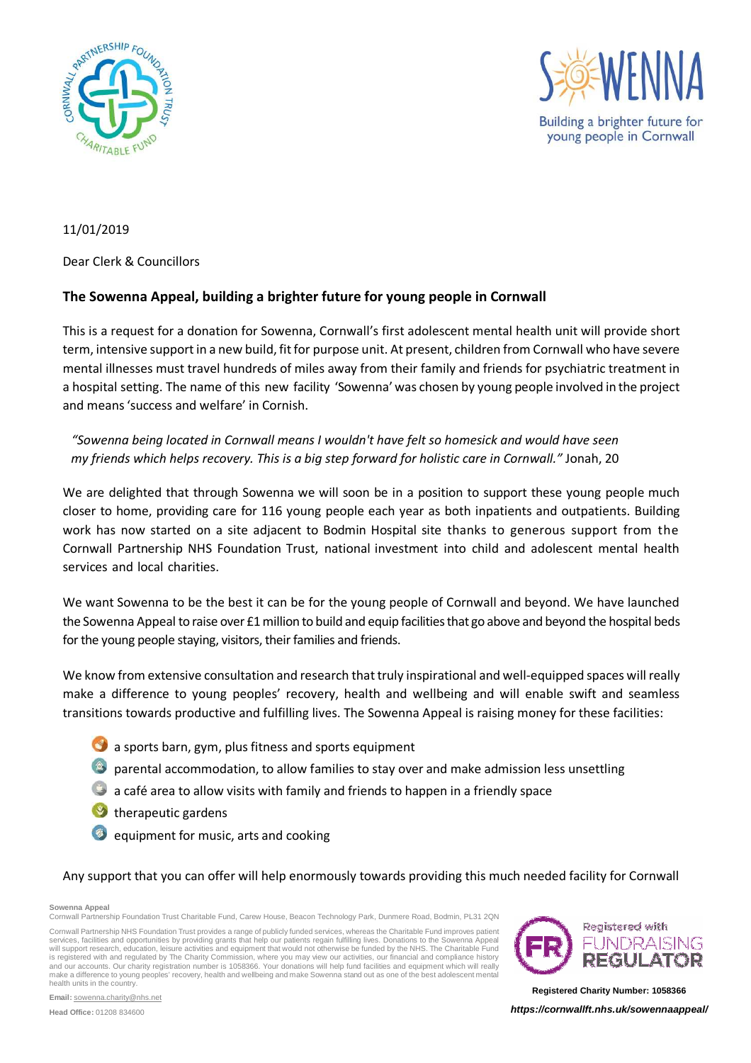11/01/2019

Dear Clerk & Councillors

**The Sowenna Appeal, building a brighter future for young people in Cornwall**

This is a request for a donation for Sowenna, Cornwall's first adolescent mental health unit will provide short term, intensive support in a new build, fit for purpose unit. At present, children from Cornwall who have severe mental illnesses must travel hundreds of miles away from their family and friends for psychiatric treatment in a hospital setting. The name of this new facility 'Sowenna' was chosen by young people involved in the project and means 'success and welfare' in Cornish.

> *"Sowenna being located in Cornwall means I wouldn't have felt so homesick and would have seen my friends which helps recovery. This is a big step forward for holistic care in Cornwall."* Jonah, 20

We are delighted that through Sowenna we will soon be in a position to support these young people much closer to home, providing care for 116 young people each year as both inpatients and outpatients. Building work has now started on a site adjacent to Bodmin Hospital site thanks to generous support from the Cornwall Partnership NHS Foundation Trust, national investment into child and adolescent mental health services and local charities.

We want Sowenna to be the best it can be for the young people of Cornwall and beyond. We have launched the Sowenna Appeal to raise over £1 million to build and equip facilities that go above and beyond the hospital beds for the young people staying, visitors, their families and friends.

We know from extensive consultation and research that truly inspirational and well-equipped spaces will really make a difference to young peoples' recovery, health and wellbeing and will enable swift and seamless transitions towards productive and fulfilling lives. The Sowenna Appeal is raising money for these facilities:

- a sports barn, gym, plus fitness and sports equipment
- parental accommodation, to allow families to stay over and make admission less unsettling
- a café area to allow visits with family and friends to happen in a friendly space
- therapeutic gardens
- equipment for music, arts and cooking

Any support that you can offer will help enormously towards providing this much needed facility for Cornwall

**Sowenna Appeal**
Cornwall Partnership Foundation Trust Charitable Fund, Carew House, Beacon Technology Park, Dunmere Road, Bodmin, PL31 2QN

Cornwall Partnership NHS Foundation Trust provides a range of publicly funded services, whereas the Charitable Fund improves patient services, facilities and opportunities by providing grants that help our patients regain fulfilling lives. Donations to the Sowenna Appeal will support research, education, leisure activities and equipment that would not otherwise be funded by the NHS. The Charitable Fund is registered with and regulated by The Charity Commission, where you may view our activities, our financial and compliance history and our accounts. Our charity registration number is 1058366. Your donations will help fund facilities and equipment which will really make a difference to young peoples' recovery, health and wellbeing and make Sowenna stand out as one of the best adolescent mental health units in the country.

**Email:** sowenna.charity@nhs.net

**Head Office:** 01208 834600

**Registered Charity Number: 1058366**

***https://cornwallft.nhs.uk/sowennaappeal/***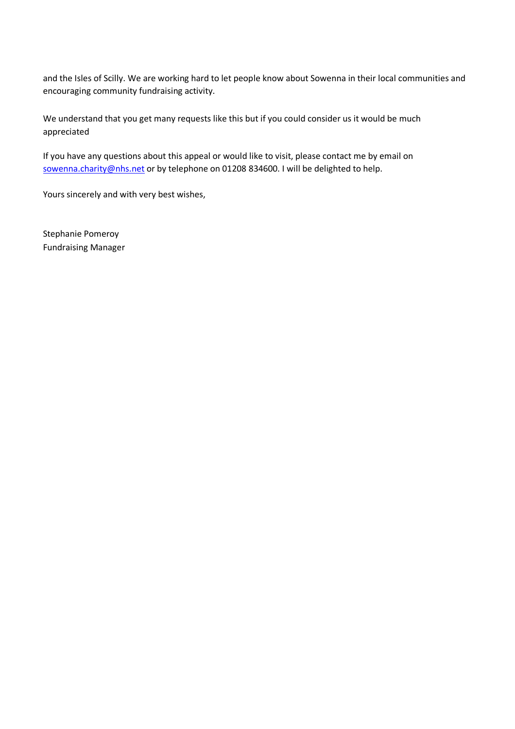and the Isles of Scilly. We are working hard to let people know about Sowenna in their local communities and encouraging community fundraising activity.

We understand that you get many requests like this but if you could consider us it would be much appreciated

If you have any questions about this appeal or would like to visit, please contact me by email on sowenna.charity@nhs.net or by telephone on 01208 834600. I will be delighted to help.

Yours sincerely and with very best wishes,

Stephanie Pomeroy
Fundraising Manager